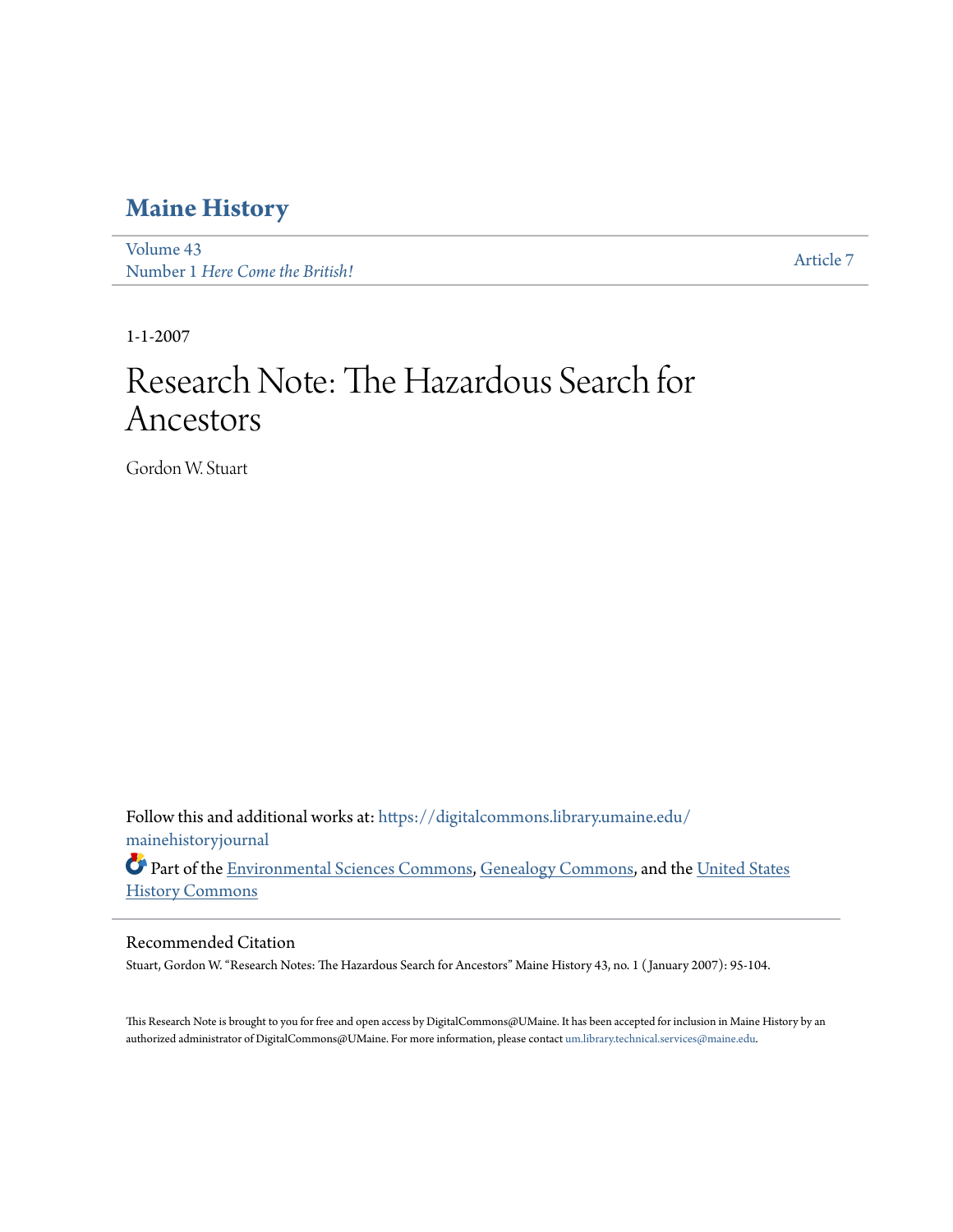# Maine History

Volume 43
Number 1 *Here Come the British!*

Article 7

1-1-2007

# Research Note: The Hazardous Search for Ancestors

Gordon W. Stuart

Follow this and additional works at: https://digitalcommons.library.umaine.edu/mainehistoryjournal

Part of the Environmental Sciences Commons, Genealogy Commons, and the United States History Commons

## Recommended Citation

Stuart, Gordon W. "Research Notes: The Hazardous Search for Ancestors" Maine History 43, no. 1 (January 2007): 95-104.

This Research Note is brought to you for free and open access by DigitalCommons@UMaine. It has been accepted for inclusion in Maine History by an authorized administrator of DigitalCommons@UMaine. For more information, please contact um.library.technical.services@maine.edu.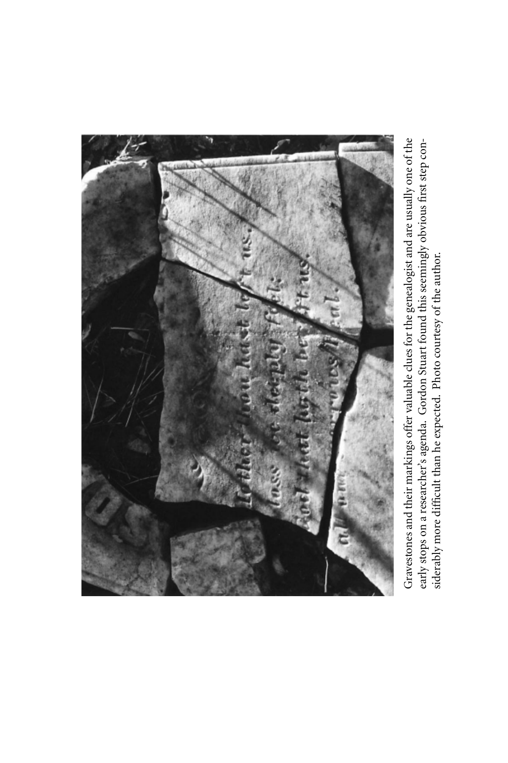Gravestones and their markings offer valuable clues for the genealogist and are usually one of the early stops on a researcher's agenda. Gordon Stuart found this seemingly obvious first step considerably more difficult than he expected. Photo courtesy of the author.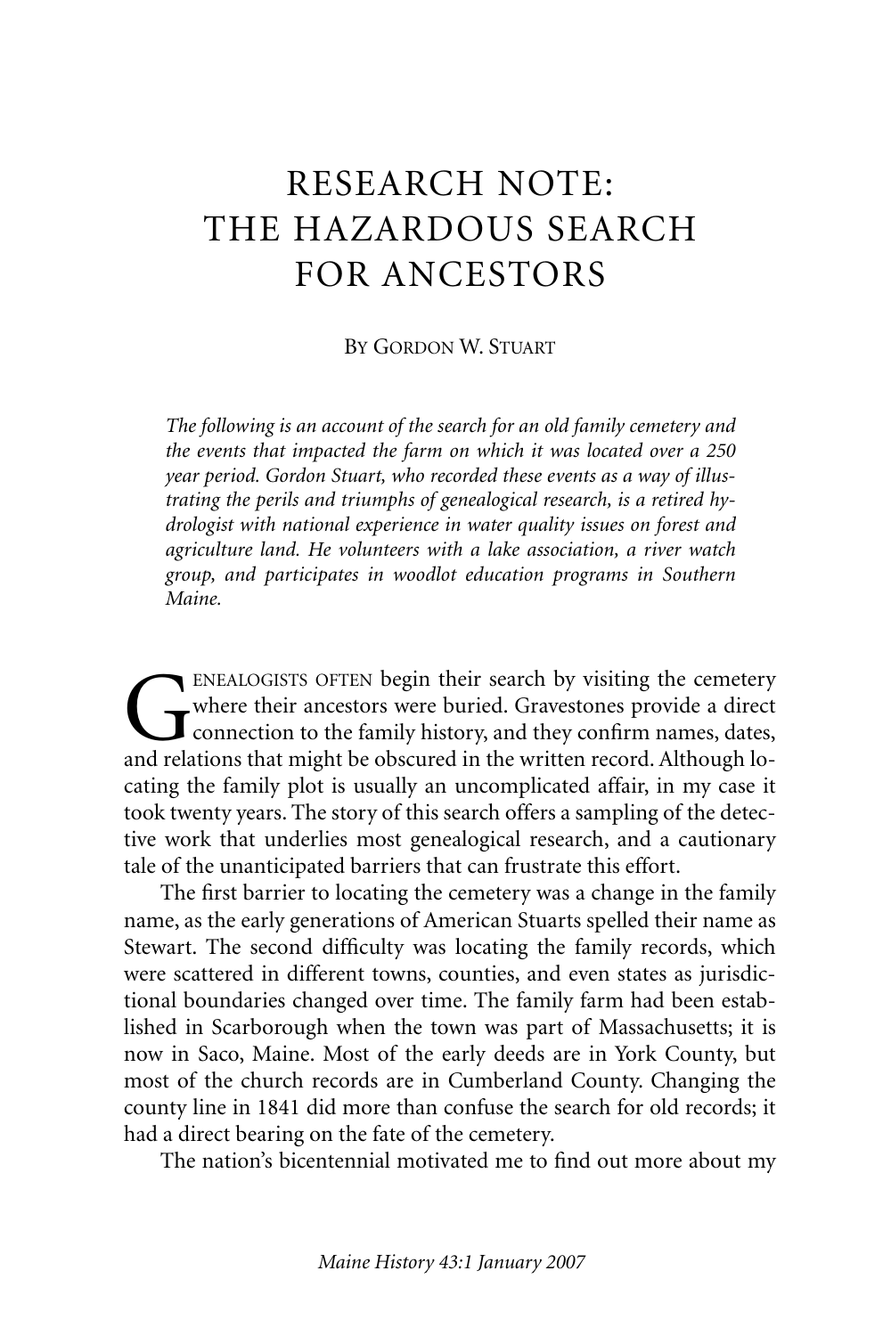# RESEARCH NOTE: THE HAZARDOUS SEARCH FOR ANCESTORS

By Gordon W. Stuart

*The following is an account of the search for an old family cemetery and the events that impacted the farm on which it was located over a 250 year period. Gordon Stuart, who recorded these events as a way of illustrating the perils and triumphs of genealogical research, is a retired hydrologist with national experience in water quality issues on forest and agriculture land. He volunteers with a lake association, a river watch group, and participates in woodlot education programs in Southern Maine.*

Genealogists often begin their search by visiting the cemetery where their ancestors were buried. Gravestones provide a direct connection to the family history, and they confirm names, dates, and relations that might be obscured in the written record. Although locating the family plot is usually an uncomplicated affair, in my case it took twenty years. The story of this search offers a sampling of the detective work that underlies most genealogical research, and a cautionary tale of the unanticipated barriers that can frustrate this effort.

The first barrier to locating the cemetery was a change in the family name, as the early generations of American Stuarts spelled their name as Stewart. The second difficulty was locating the family records, which were scattered in different towns, counties, and even states as jurisdictional boundaries changed over time. The family farm had been established in Scarborough when the town was part of Massachusetts; it is now in Saco, Maine. Most of the early deeds are in York County, but most of the church records are in Cumberland County. Changing the county line in 1841 did more than confuse the search for old records; it had a direct bearing on the fate of the cemetery.

The nation's bicentennial motivated me to find out more about my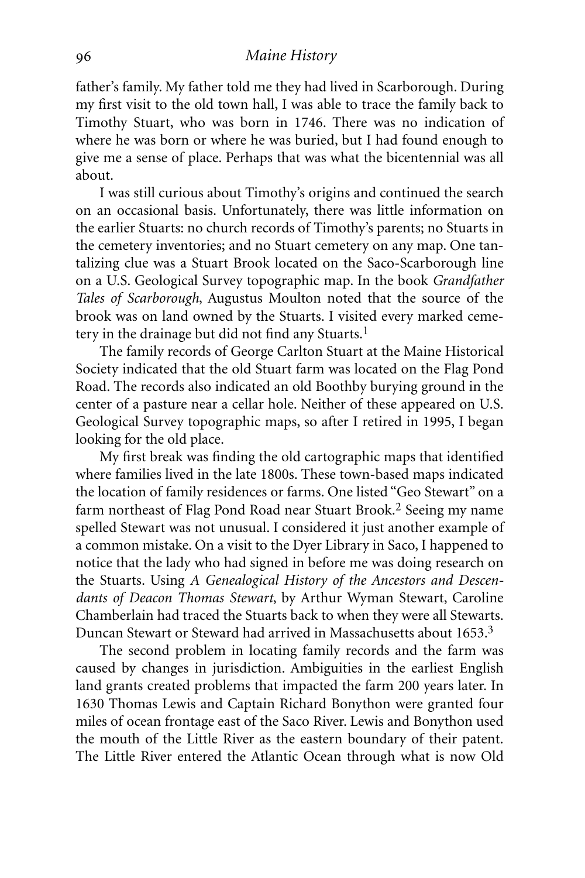father's family. My father told me they had lived in Scarborough. During my first visit to the old town hall, I was able to trace the family back to Timothy Stuart, who was born in 1746. There was no indication of where he was born or where he was buried, but I had found enough to give me a sense of place. Perhaps that was what the bicentennial was all about.

I was still curious about Timothy's origins and continued the search on an occasional basis. Unfortunately, there was little information on the earlier Stuarts: no church records of Timothy's parents; no Stuarts in the cemetery inventories; and no Stuart cemetery on any map. One tantalizing clue was a Stuart Brook located on the Saco-Scarborough line on a U.S. Geological Survey topographic map. In the book *Grandfather Tales of Scarborough*, Augustus Moulton noted that the source of the brook was on land owned by the Stuarts. I visited every marked cemetery in the drainage but did not find any Stuarts.[1]

The family records of George Carlton Stuart at the Maine Historical Society indicated that the old Stuart farm was located on the Flag Pond Road. The records also indicated an old Boothby burying ground in the center of a pasture near a cellar hole. Neither of these appeared on U.S. Geological Survey topographic maps, so after I retired in 1995, I began looking for the old place.

My first break was finding the old cartographic maps that identified where families lived in the late 1800s. These town-based maps indicated the location of family residences or farms. One listed "Geo Stewart" on a farm northeast of Flag Pond Road near Stuart Brook.[2] Seeing my name spelled Stewart was not unusual. I considered it just another example of a common mistake. On a visit to the Dyer Library in Saco, I happened to notice that the lady who had signed in before me was doing research on the Stuarts. Using *A Genealogical History of the Ancestors and Descendants of Deacon Thomas Stewart*, by Arthur Wyman Stewart, Caroline Chamberlain had traced the Stuarts back to when they were all Stewarts. Duncan Stewart or Steward had arrived in Massachusetts about 1653.[3]

The second problem in locating family records and the farm was caused by changes in jurisdiction. Ambiguities in the earliest English land grants created problems that impacted the farm 200 years later. In 1630 Thomas Lewis and Captain Richard Bonython were granted four miles of ocean frontage east of the Saco River. Lewis and Bonython used the mouth of the Little River as the eastern boundary of their patent. The Little River entered the Atlantic Ocean through what is now Old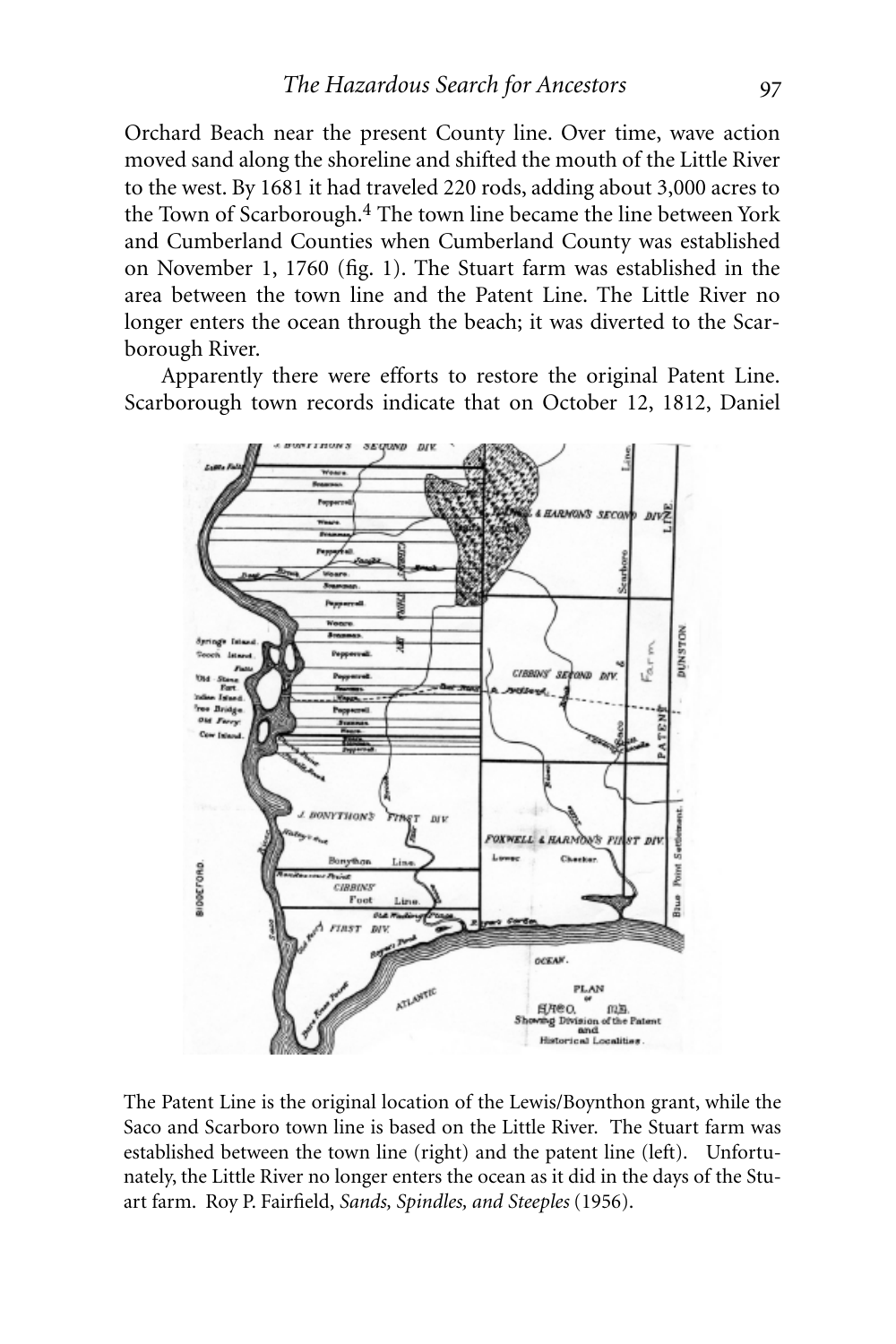Orchard Beach near the present County line. Over time, wave action moved sand along the shoreline and shifted the mouth of the Little River to the west. By 1681 it had traveled 220 rods, adding about 3,000 acres to the Town of Scarborough.[4] The town line became the line between York and Cumberland Counties when Cumberland County was established on November 1, 1760 (fig. 1). The Stuart farm was established in the area between the town line and the Patent Line. The Little River no longer enters the ocean through the beach; it was diverted to the Scarborough River.

Apparently there were efforts to restore the original Patent Line. Scarborough town records indicate that on October 12, 1812, Daniel

The Patent Line is the original location of the Lewis/Boynthon grant, while the Saco and Scarboro town line is based on the Little River. The Stuart farm was established between the town line (right) and the patent line (left). Unfortunately, the Little River no longer enters the ocean as it did in the days of the Stuart farm. Roy P. Fairfield, *Sands, Spindles, and Steeples* (1956).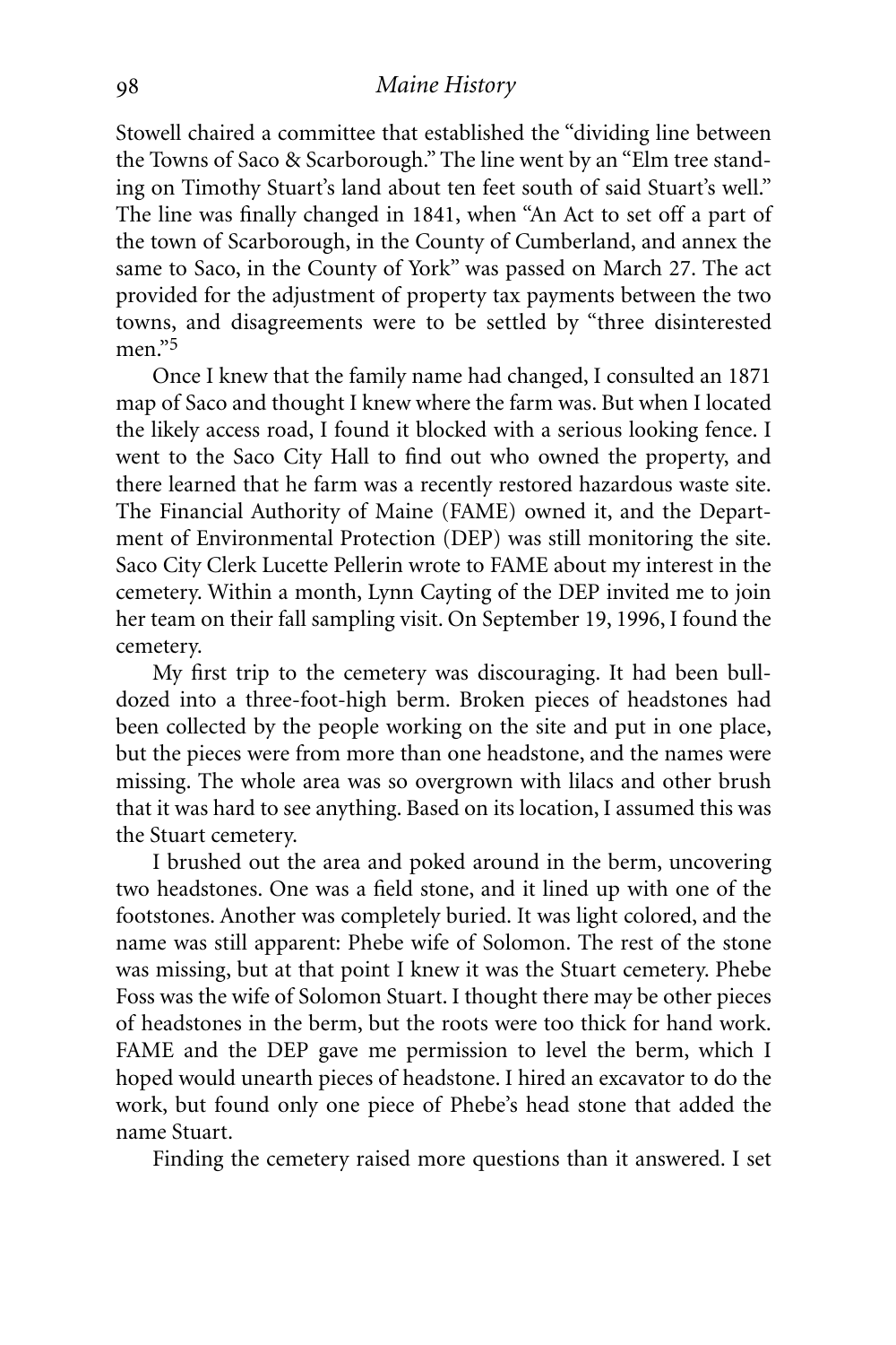Stowell chaired a committee that established the "dividing line between the Towns of Saco & Scarborough." The line went by an "Elm tree standing on Timothy Stuart's land about ten feet south of said Stuart's well." The line was finally changed in 1841, when "An Act to set off a part of the town of Scarborough, in the County of Cumberland, and annex the same to Saco, in the County of York" was passed on March 27. The act provided for the adjustment of property tax payments between the two towns, and disagreements were to be settled by "three disinterested men."[5]

Once I knew that the family name had changed, I consulted an 1871 map of Saco and thought I knew where the farm was. But when I located the likely access road, I found it blocked with a serious looking fence. I went to the Saco City Hall to find out who owned the property, and there learned that he farm was a recently restored hazardous waste site. The Financial Authority of Maine (FAME) owned it, and the Department of Environmental Protection (DEP) was still monitoring the site. Saco City Clerk Lucette Pellerin wrote to FAME about my interest in the cemetery. Within a month, Lynn Cayting of the DEP invited me to join her team on their fall sampling visit. On September 19, 1996, I found the cemetery.

My first trip to the cemetery was discouraging. It had been bulldozed into a three-foot-high berm. Broken pieces of headstones had been collected by the people working on the site and put in one place, but the pieces were from more than one headstone, and the names were missing. The whole area was so overgrown with lilacs and other brush that it was hard to see anything. Based on its location, I assumed this was the Stuart cemetery.

I brushed out the area and poked around in the berm, uncovering two headstones. One was a field stone, and it lined up with one of the footstones. Another was completely buried. It was light colored, and the name was still apparent: Phebe wife of Solomon. The rest of the stone was missing, but at that point I knew it was the Stuart cemetery. Phebe Foss was the wife of Solomon Stuart. I thought there may be other pieces of headstones in the berm, but the roots were too thick for hand work. FAME and the DEP gave me permission to level the berm, which I hoped would unearth pieces of headstone. I hired an excavator to do the work, but found only one piece of Phebe's head stone that added the name Stuart.

Finding the cemetery raised more questions than it answered. I set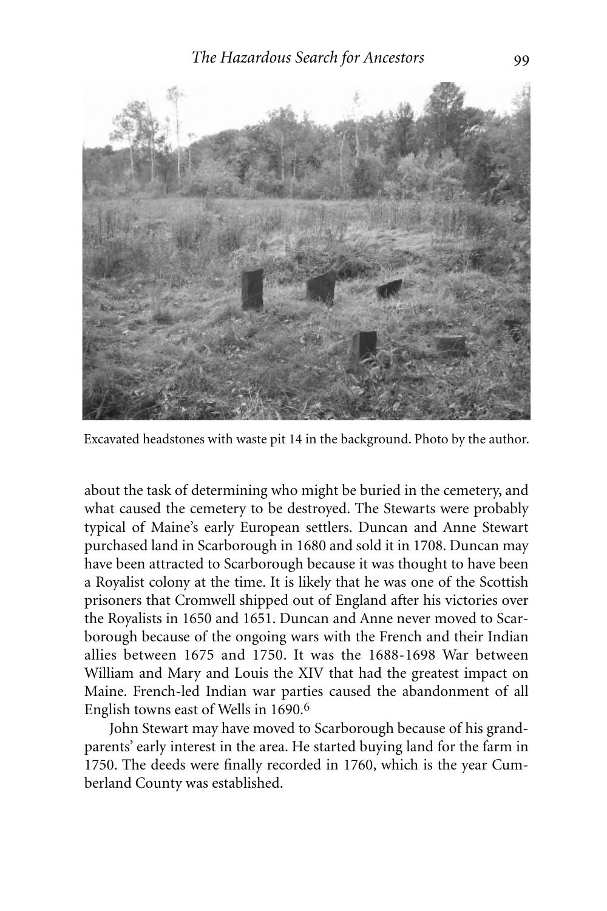Excavated headstones with waste pit 14 in the background. Photo by the author.

about the task of determining who might be buried in the cemetery, and what caused the cemetery to be destroyed. The Stewarts were probably typical of Maine's early European settlers. Duncan and Anne Stewart purchased land in Scarborough in 1680 and sold it in 1708. Duncan may have been attracted to Scarborough because it was thought to have been a Royalist colony at the time. It is likely that he was one of the Scottish prisoners that Cromwell shipped out of England after his victories over the Royalists in 1650 and 1651. Duncan and Anne never moved to Scarborough because of the ongoing wars with the French and their Indian allies between 1675 and 1750. It was the 1688-1698 War between William and Mary and Louis the XIV that had the greatest impact on Maine. French-led Indian war parties caused the abandonment of all English towns east of Wells in 1690.[6]

John Stewart may have moved to Scarborough because of his grandparents' early interest in the area. He started buying land for the farm in 1750. The deeds were finally recorded in 1760, which is the year Cumberland County was established.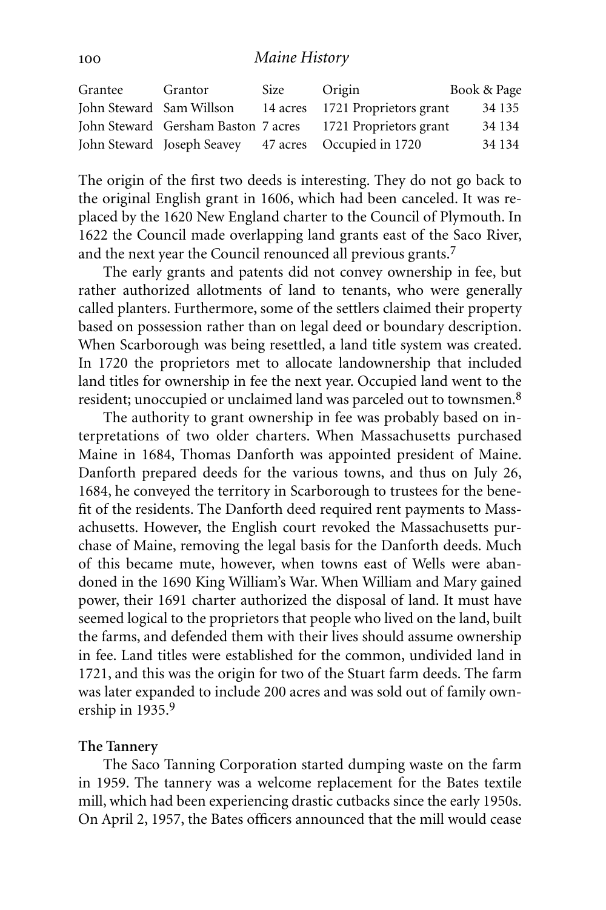| Grantee | Grantor | Size | Origin | Book & Page |
|---|---|---|---|---|
| John Steward | Sam Willson | 14 acres | 1721 Proprietors grant | 34 135 |
| John Steward | Gersham Baston | 7 acres | 1721 Proprietors grant | 34 134 |
| John Steward | Joseph Seavey | 47 acres | Occupied in 1720 | 34 134 |

The origin of the first two deeds is interesting. They do not go back to the original English grant in 1606, which had been canceled. It was replaced by the 1620 New England charter to the Council of Plymouth. In 1622 the Council made overlapping land grants east of the Saco River, and the next year the Council renounced all previous grants.[7]

The early grants and patents did not convey ownership in fee, but rather authorized allotments of land to tenants, who were generally called planters. Furthermore, some of the settlers claimed their property based on possession rather than on legal deed or boundary description. When Scarborough was being resettled, a land title system was created. In 1720 the proprietors met to allocate landownership that included land titles for ownership in fee the next year. Occupied land went to the resident; unoccupied or unclaimed land was parceled out to townsmen.[8]

The authority to grant ownership in fee was probably based on interpretations of two older charters. When Massachusetts purchased Maine in 1684, Thomas Danforth was appointed president of Maine. Danforth prepared deeds for the various towns, and thus on July 26, 1684, he conveyed the territory in Scarborough to trustees for the benefit of the residents. The Danforth deed required rent payments to Massachusetts. However, the English court revoked the Massachusetts purchase of Maine, removing the legal basis for the Danforth deeds. Much of this became mute, however, when towns east of Wells were abandoned in the 1690 King William's War. When William and Mary gained power, their 1691 charter authorized the disposal of land. It must have seemed logical to the proprietors that people who lived on the land, built the farms, and defended them with their lives should assume ownership in fee. Land titles were established for the common, undivided land in 1721, and this was the origin for two of the Stuart farm deeds. The farm was later expanded to include 200 acres and was sold out of family ownership in 1935.[9]

**The Tannery**

The Saco Tanning Corporation started dumping waste on the farm in 1959. The tannery was a welcome replacement for the Bates textile mill, which had been experiencing drastic cutbacks since the early 1950s. On April 2, 1957, the Bates officers announced that the mill would cease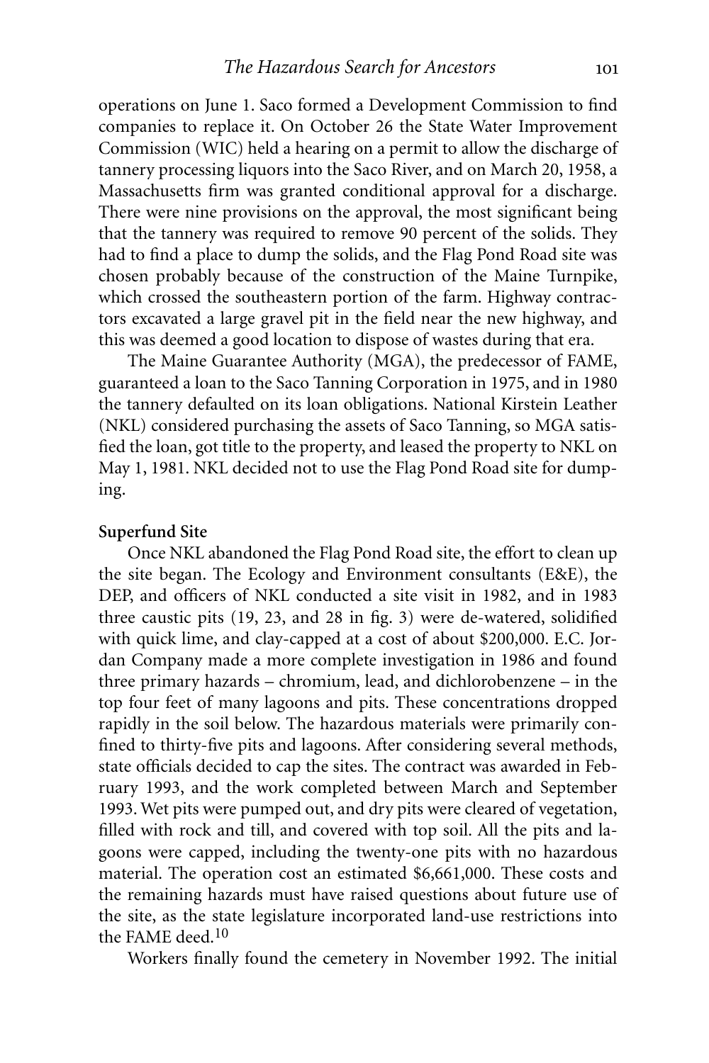operations on June 1. Saco formed a Development Commission to find companies to replace it. On October 26 the State Water Improvement Commission (WIC) held a hearing on a permit to allow the discharge of tannery processing liquors into the Saco River, and on March 20, 1958, a Massachusetts firm was granted conditional approval for a discharge. There were nine provisions on the approval, the most significant being that the tannery was required to remove 90 percent of the solids. They had to find a place to dump the solids, and the Flag Pond Road site was chosen probably because of the construction of the Maine Turnpike, which crossed the southeastern portion of the farm. Highway contractors excavated a large gravel pit in the field near the new highway, and this was deemed a good location to dispose of wastes during that era.

The Maine Guarantee Authority (MGA), the predecessor of FAME, guaranteed a loan to the Saco Tanning Corporation in 1975, and in 1980 the tannery defaulted on its loan obligations. National Kirstein Leather (NKL) considered purchasing the assets of Saco Tanning, so MGA satisfied the loan, got title to the property, and leased the property to NKL on May 1, 1981. NKL decided not to use the Flag Pond Road site for dumping.

**Superfund Site**

Once NKL abandoned the Flag Pond Road site, the effort to clean up the site began. The Ecology and Environment consultants (E&E), the DEP, and officers of NKL conducted a site visit in 1982, and in 1983 three caustic pits (19, 23, and 28 in fig. 3) were de-watered, solidified with quick lime, and clay-capped at a cost of about $200,000. E.C. Jordan Company made a more complete investigation in 1986 and found three primary hazards – chromium, lead, and dichlorobenzene – in the top four feet of many lagoons and pits. These concentrations dropped rapidly in the soil below. The hazardous materials were primarily confined to thirty-five pits and lagoons. After considering several methods, state officials decided to cap the sites. The contract was awarded in February 1993, and the work completed between March and September 1993. Wet pits were pumped out, and dry pits were cleared of vegetation, filled with rock and till, and covered with top soil. All the pits and lagoons were capped, including the twenty-one pits with no hazardous material. The operation cost an estimated $6,661,000. These costs and the remaining hazards must have raised questions about future use of the site, as the state legislature incorporated land-use restrictions into the FAME deed.[10]

Workers finally found the cemetery in November 1992. The initial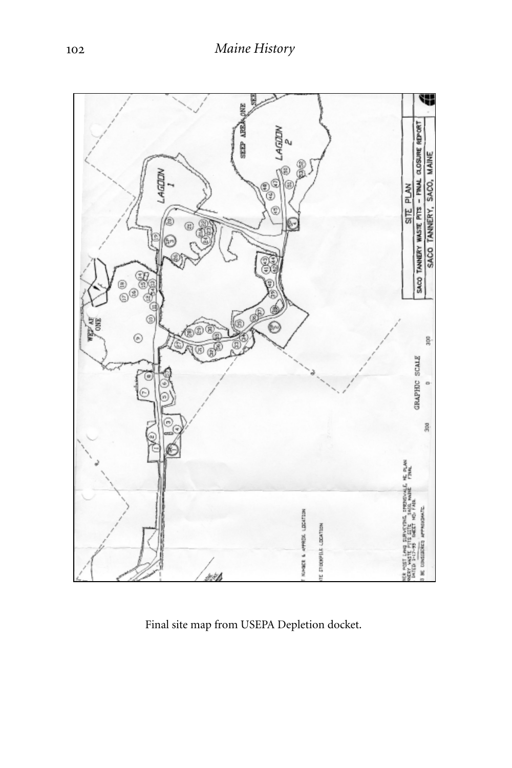Final site map from USEPA Depletion docket.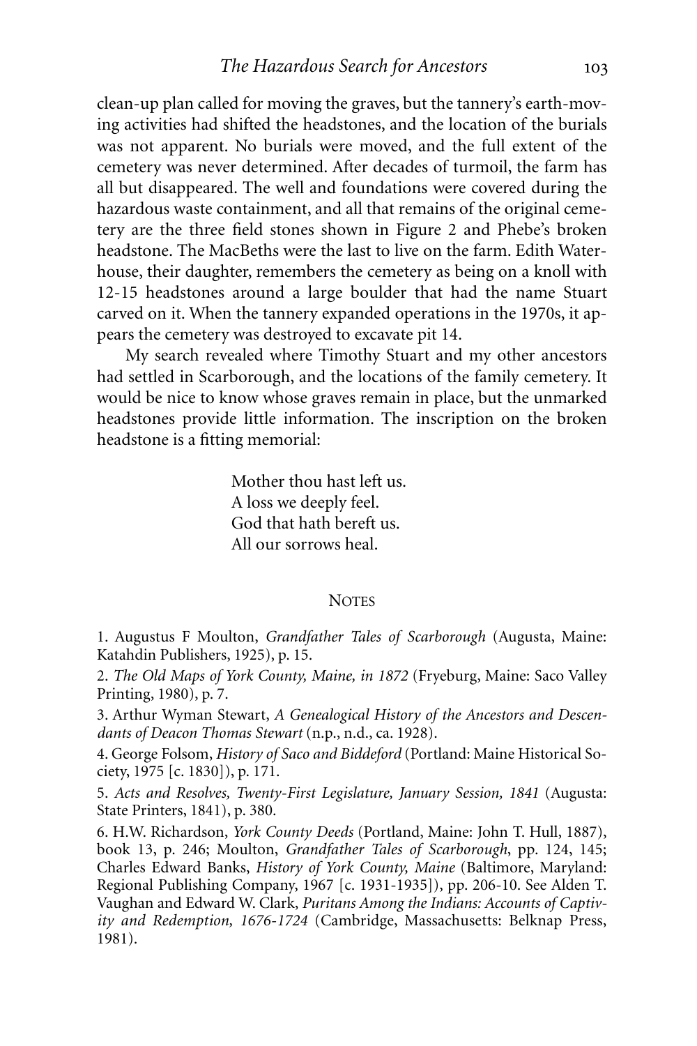clean-up plan called for moving the graves, but the tannery's earth-moving activities had shifted the headstones, and the location of the burials was not apparent. No burials were moved, and the full extent of the cemetery was never determined. After decades of turmoil, the farm has all but disappeared. The well and foundations were covered during the hazardous waste containment, and all that remains of the original cemetery are the three field stones shown in Figure 2 and Phebe's broken headstone. The MacBeths were the last to live on the farm. Edith Waterhouse, their daughter, remembers the cemetery as being on a knoll with 12-15 headstones around a large boulder that had the name Stuart carved on it. When the tannery expanded operations in the 1970s, it appears the cemetery was destroyed to excavate pit 14.

My search revealed where Timothy Stuart and my other ancestors had settled in Scarborough, and the locations of the family cemetery. It would be nice to know whose graves remain in place, but the unmarked headstones provide little information. The inscription on the broken headstone is a fitting memorial:

> Mother thou hast left us.
> A loss we deeply feel.
> God that hath bereft us.
> All our sorrows heal.

## NOTES

1. Augustus F Moulton, *Grandfather Tales of Scarborough* (Augusta, Maine: Katahdin Publishers, 1925), p. 15.

2. *The Old Maps of York County, Maine, in 1872* (Fryeburg, Maine: Saco Valley Printing, 1980), p. 7.

3. Arthur Wyman Stewart, *A Genealogical History of the Ancestors and Descendants of Deacon Thomas Stewart* (n.p., n.d., ca. 1928).

4. George Folsom, *History of Saco and Biddeford* (Portland: Maine Historical Society, 1975 [c. 1830]), p. 171.

5. *Acts and Resolves, Twenty-First Legislature, January Session, 1841* (Augusta: State Printers, 1841), p. 380.

6. H.W. Richardson, *York County Deeds* (Portland, Maine: John T. Hull, 1887), book 13, p. 246; Moulton, *Grandfather Tales of Scarborough*, pp. 124, 145; Charles Edward Banks, *History of York County, Maine* (Baltimore, Maryland: Regional Publishing Company, 1967 [c. 1931-1935]), pp. 206-10. See Alden T. Vaughan and Edward W. Clark, *Puritans Among the Indians: Accounts of Captivity and Redemption, 1676-1724* (Cambridge, Massachusetts: Belknap Press, 1981).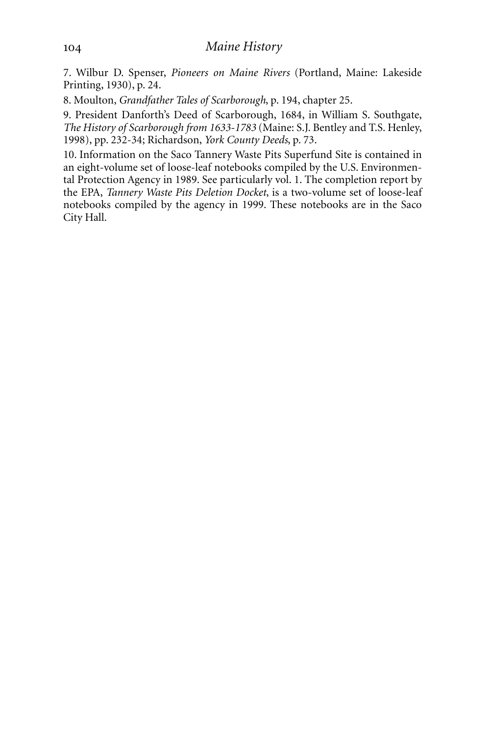7. Wilbur D. Spenser, *Pioneers on Maine Rivers* (Portland, Maine: Lakeside Printing, 1930), p. 24.

8. Moulton, *Grandfather Tales of Scarborough*, p. 194, chapter 25.

9. President Danforth's Deed of Scarborough, 1684, in William S. Southgate, *The History of Scarborough from 1633-1783* (Maine: S.J. Bentley and T.S. Henley, 1998), pp. 232-34; Richardson, *York County Deeds*, p. 73.

10. Information on the Saco Tannery Waste Pits Superfund Site is contained in an eight-volume set of loose-leaf notebooks compiled by the U.S. Environmental Protection Agency in 1989. See particularly vol. 1. The completion report by the EPA, *Tannery Waste Pits Deletion Docket*, is a two-volume set of loose-leaf notebooks compiled by the agency in 1999. These notebooks are in the Saco City Hall.